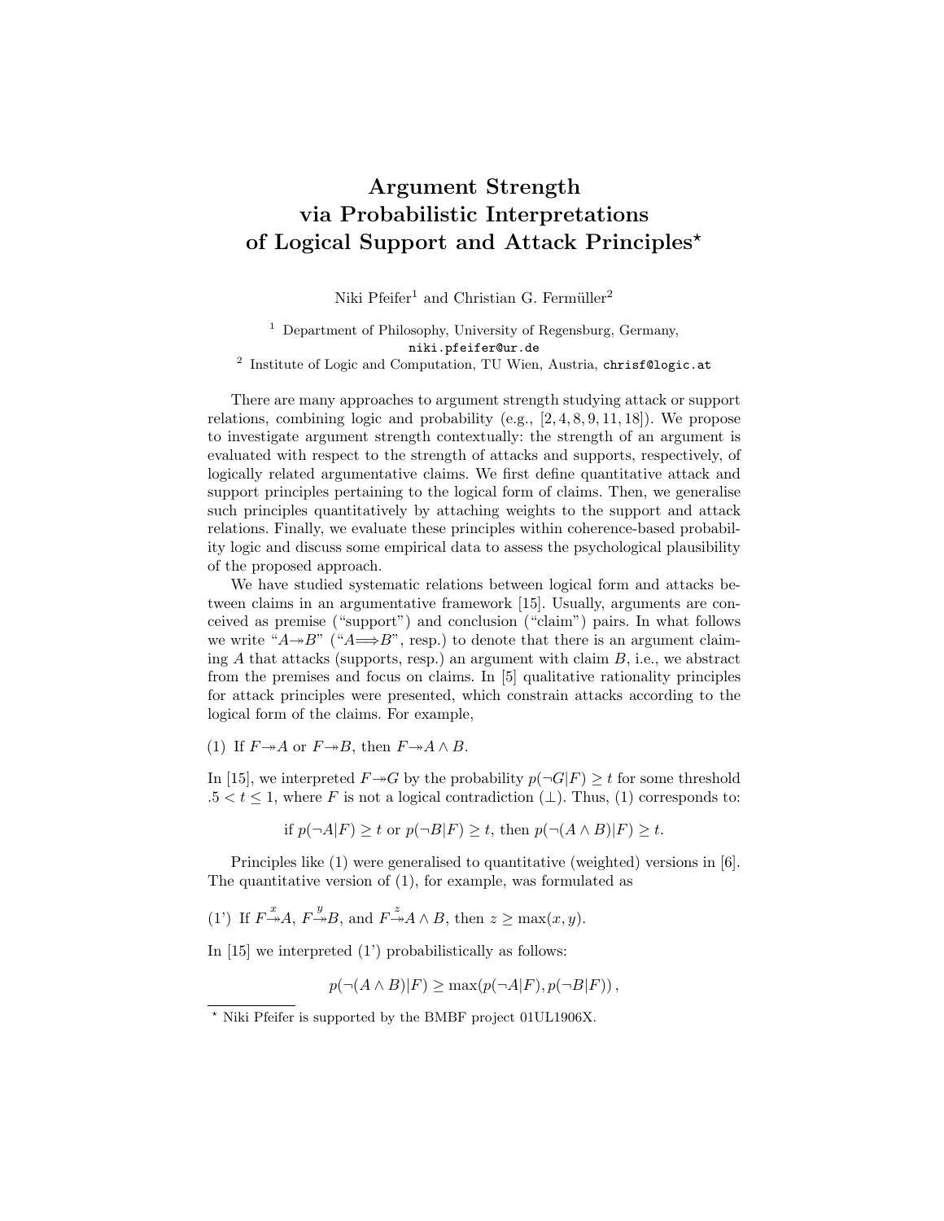# Argument Strength via Probabilistic Interpretations of Logical Support and Attack Principles*

Niki Pfeifer[1] and Christian G. Fermüller[2]

[1] Department of Philosophy, University of Regensburg, Germany, niki.pfeifer@ur.de

[2] Institute of Logic and Computation, TU Wien, Austria, chrisf@logic.at

There are many approaches to argument strength studying attack or support relations, combining logic and probability (e.g., [2, 4, 8, 9, 11, 18]). We propose to investigate argument strength contextually: the strength of an argument is evaluated with respect to the strength of attacks and supports, respectively, of logically related argumentative claims. We first define quantitative attack and support principles pertaining to the logical form of claims. Then, we generalise such principles quantitatively by attaching weights to the support and attack relations. Finally, we evaluate these principles within coherence-based probability logic and discuss some empirical data to assess the psychological plausibility of the proposed approach.

We have studied systematic relations between logical form and attacks between claims in an argumentative framework [15]. Usually, arguments are conceived as premise ("support") and conclusion ("claim") pairs. In what follows we write "$A \twoheadrightarrow B$" ("$A \Longrightarrow B$", resp.) to denote that there is an argument claiming $A$ that attacks (supports, resp.) an argument with claim $B$, i.e., we abstract from the premises and focus on claims. In [5] qualitative rationality principles for attack principles were presented, which constrain attacks according to the logical form of the claims. For example,

(1) If $F \twoheadrightarrow A$ or $F \twoheadrightarrow B$, then $F \twoheadrightarrow A \wedge B$.

In [15], we interpreted $F \twoheadrightarrow G$ by the probability $p(\neg G|F) \geq t$ for some threshold $.5 < t \leq 1$, where $F$ is not a logical contradiction ($\bot$). Thus, (1) corresponds to:

$$\text{if } p(\neg A|F) \geq t \text{ or } p(\neg B|F) \geq t, \text{ then } p(\neg(A \wedge B)|F) \geq t.$$

Principles like (1) were generalised to quantitative (weighted) versions in [6]. The quantitative version of (1), for example, was formulated as

(1') If $F \overset{x}{\twoheadrightarrow} A$, $F \overset{y}{\twoheadrightarrow} B$, and $F \overset{z}{\twoheadrightarrow} A \wedge B$, then $z \geq \max(x, y)$.

In [15] we interpreted (1') probabilistically as follows:

$$p(\neg(A \wedge B)|F) \geq \max(p(\neg A|F), p(\neg B|F)),$$

* Niki Pfeifer is supported by the BMBF project 01UL1906X.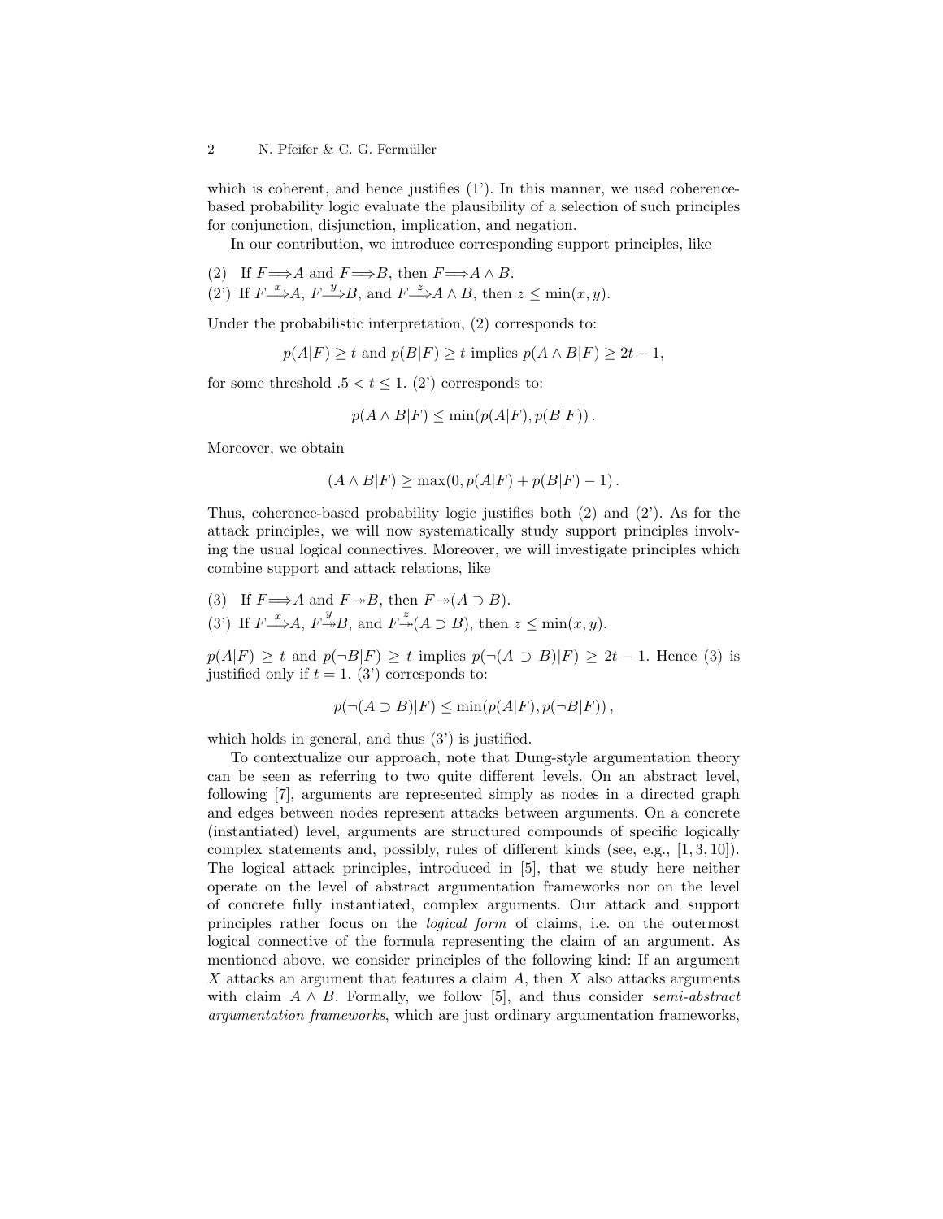which is coherent, and hence justifies (1'). In this manner, we used coherence-based probability logic evaluate the plausibility of a selection of such principles for conjunction, disjunction, implication, and negation.

In our contribution, we introduce corresponding support principles, like

(2) If $F \Longrightarrow A$ and $F \Longrightarrow B$, then $F \Longrightarrow A \wedge B$.
(2') If $F \overset{x}{\Longrightarrow} A$, $F \overset{y}{\Longrightarrow} B$, and $F \overset{z}{\Longrightarrow} A \wedge B$, then $z \leq \min(x, y)$.

Under the probabilistic interpretation, (2) corresponds to:

$$p(A|F) \geq t \text{ and } p(B|F) \geq t \text{ implies } p(A \wedge B|F) \geq 2t - 1,$$

for some threshold $.5 < t \leq 1$. (2') corresponds to:

$$p(A \wedge B|F) \leq \min(p(A|F), p(B|F)).$$

Moreover, we obtain

$$(A \wedge B|F) \geq \max(0, p(A|F) + p(B|F) - 1).$$

Thus, coherence-based probability logic justifies both (2) and (2'). As for the attack principles, we will now systematically study support principles involving the usual logical connectives. Moreover, we will investigate principles which combine support and attack relations, like

(3) If $F \Longrightarrow A$ and $F \twoheadrightarrow B$, then $F \twoheadrightarrow (A \supset B)$.
(3') If $F \overset{x}{\Longrightarrow} A$, $F \overset{y}{\twoheadrightarrow} B$, and $F \overset{z}{\twoheadrightarrow} (A \supset B)$, then $z \leq \min(x, y)$.

$p(A|F) \geq t$ and $p(\neg B|F) \geq t$ implies $p(\neg(A \supset B)|F) \geq 2t - 1$. Hence (3) is justified only if $t = 1$. (3') corresponds to:

$$p(\neg(A \supset B)|F) \leq \min(p(A|F), p(\neg B|F)),$$

which holds in general, and thus (3') is justified.

To contextualize our approach, note that Dung-style argumentation theory can be seen as referring to two quite different levels. On an abstract level, following [7], arguments are represented simply as nodes in a directed graph and edges between nodes represent attacks between arguments. On a concrete (instantiated) level, arguments are structured compounds of specific logically complex statements and, possibly, rules of different kinds (see, e.g., [1, 3, 10]). The logical attack principles, introduced in [5], that we study here neither operate on the level of abstract argumentation frameworks nor on the level of concrete fully instantiated, complex arguments. Our attack and support principles rather focus on the *logical form* of claims, i.e. on the outermost logical connective of the formula representing the claim of an argument. As mentioned above, we consider principles of the following kind: If an argument $X$ attacks an argument that features a claim $A$, then $X$ also attacks arguments with claim $A \wedge B$. Formally, we follow [5], and thus consider *semi-abstract argumentation frameworks*, which are just ordinary argumentation frameworks,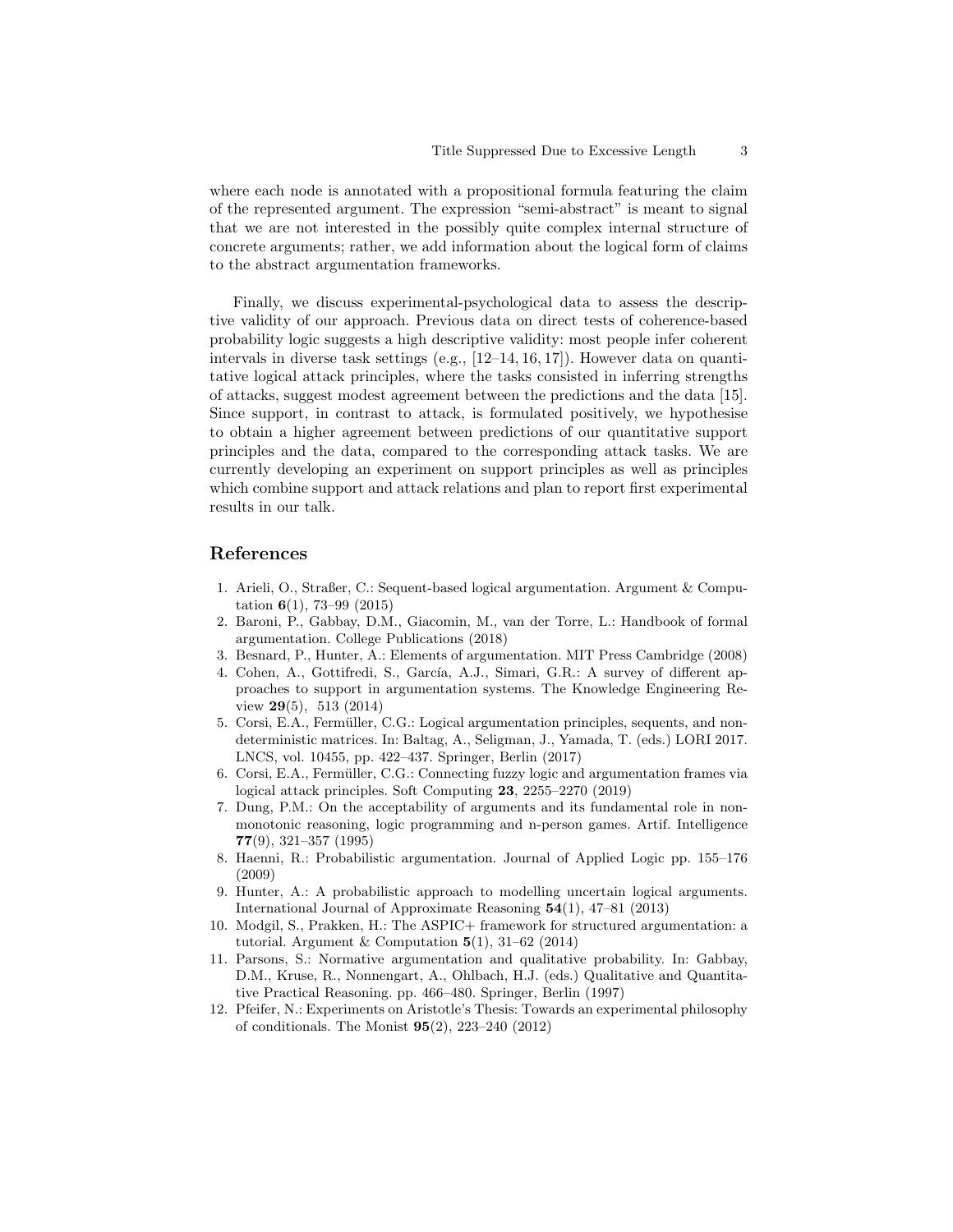where each node is annotated with a propositional formula featuring the claim of the represented argument. The expression "semi-abstract" is meant to signal that we are not interested in the possibly quite complex internal structure of concrete arguments; rather, we add information about the logical form of claims to the abstract argumentation frameworks.

Finally, we discuss experimental-psychological data to assess the descriptive validity of our approach. Previous data on direct tests of coherence-based probability logic suggests a high descriptive validity: most people infer coherent intervals in diverse task settings (e.g., [12–14, 16, 17]). However data on quantitative logical attack principles, where the tasks consisted in inferring strengths of attacks, suggest modest agreement between the predictions and the data [15]. Since support, in contrast to attack, is formulated positively, we hypothesise to obtain a higher agreement between predictions of our quantitative support principles and the data, compared to the corresponding attack tasks. We are currently developing an experiment on support principles as well as principles which combine support and attack relations and plan to report first experimental results in our talk.

## References

1. Arieli, O., Straßer, C.: Sequent-based logical argumentation. Argument & Computation **6**(1), 73–99 (2015)
2. Baroni, P., Gabbay, D.M., Giacomin, M., van der Torre, L.: Handbook of formal argumentation. College Publications (2018)
3. Besnard, P., Hunter, A.: Elements of argumentation. MIT Press Cambridge (2008)
4. Cohen, A., Gottifredi, S., García, A.J., Simari, G.R.: A survey of different approaches to support in argumentation systems. The Knowledge Engineering Review **29**(5), 513 (2014)
5. Corsi, E.A., Fermüller, C.G.: Logical argumentation principles, sequents, and nondeterministic matrices. In: Baltag, A., Seligman, J., Yamada, T. (eds.) LORI 2017. LNCS, vol. 10455, pp. 422–437. Springer, Berlin (2017)
6. Corsi, E.A., Fermüller, C.G.: Connecting fuzzy logic and argumentation frames via logical attack principles. Soft Computing **23**, 2255–2270 (2019)
7. Dung, P.M.: On the acceptability of arguments and its fundamental role in nonmonotonic reasoning, logic programming and n-person games. Artif. Intelligence **77**(9), 321–357 (1995)
8. Haenni, R.: Probabilistic argumentation. Journal of Applied Logic pp. 155–176 (2009)
9. Hunter, A.: A probabilistic approach to modelling uncertain logical arguments. International Journal of Approximate Reasoning **54**(1), 47–81 (2013)
10. Modgil, S., Prakken, H.: The ASPIC+ framework for structured argumentation: a tutorial. Argument & Computation **5**(1), 31–62 (2014)
11. Parsons, S.: Normative argumentation and qualitative probability. In: Gabbay, D.M., Kruse, R., Nonnengart, A., Ohlbach, H.J. (eds.) Qualitative and Quantitative Practical Reasoning. pp. 466–480. Springer, Berlin (1997)
12. Pfeifer, N.: Experiments on Aristotle's Thesis: Towards an experimental philosophy of conditionals. The Monist **95**(2), 223–240 (2012)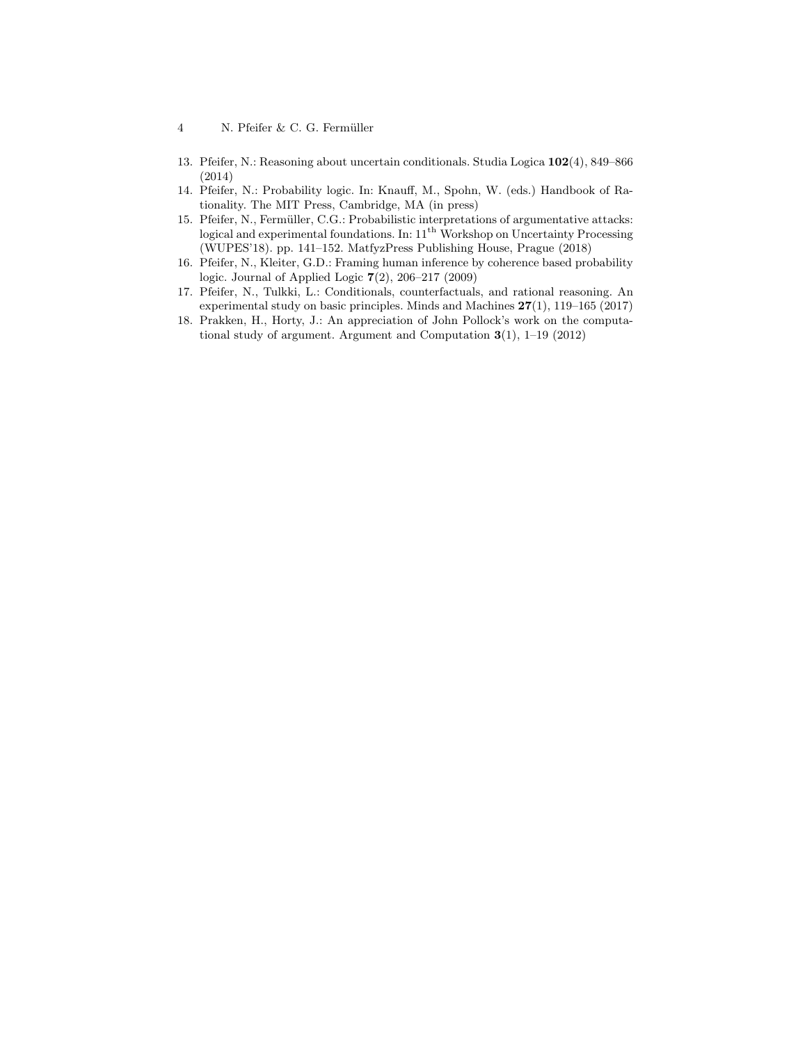13. Pfeifer, N.: Reasoning about uncertain conditionals. Studia Logica **102**(4), 849–866 (2014)
14. Pfeifer, N.: Probability logic. In: Knauff, M., Spohn, W. (eds.) Handbook of Rationality. The MIT Press, Cambridge, MA (in press)
15. Pfeifer, N., Fermüller, C.G.: Probabilistic interpretations of argumentative attacks: logical and experimental foundations. In: 11th Workshop on Uncertainty Processing (WUPES'18). pp. 141–152. MatfyzPress Publishing House, Prague (2018)
16. Pfeifer, N., Kleiter, G.D.: Framing human inference by coherence based probability logic. Journal of Applied Logic **7**(2), 206–217 (2009)
17. Pfeifer, N., Tulkki, L.: Conditionals, counterfactuals, and rational reasoning. An experimental study on basic principles. Minds and Machines **27**(1), 119–165 (2017)
18. Prakken, H., Horty, J.: An appreciation of John Pollock's work on the computational study of argument. Argument and Computation **3**(1), 1–19 (2012)